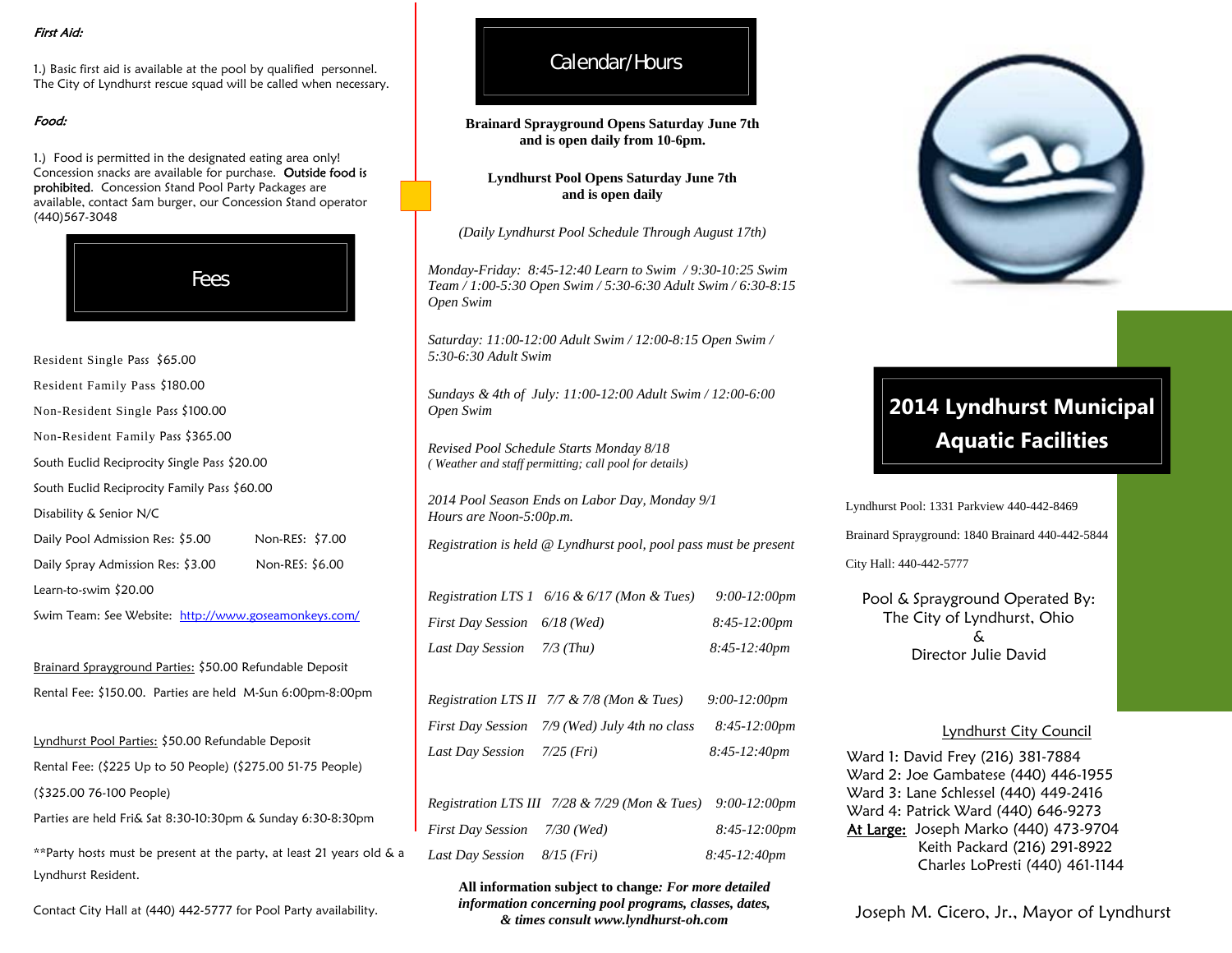***First Aid:***

1.) Basic first aid is available at the pool by qualified personnel. The City of Lyndhurst rescue squad will be called when necessary.

***Food:***

1.) Food is permitted in the designated eating area only! Concession snacks are available for purchase. **Outside food is prohibited**. Concession Stand Pool Party Packages are available, contact Sam burger, our Concession Stand operator (440)567-3048

## Fees

Resident Single Pass $65.00

Resident Family Pass $180.00

Non-Resident Single Pass $100.00

Non-Resident Family Pass $365.00

South Euclid Reciprocity Single Pass $20.00

South Euclid Reciprocity Family Pass $60.00

Disability & Senior N/C

Daily Pool Admission Res: $5.00 Non-RES: $7.00

Daily Spray Admission Res: $3.00 Non-RES: $6.00

Learn-to-swim $20.00

Swim Team: See Website: http://www.goseamonkeys.com/

Brainard Sprayground Parties: $50.00 Refundable Deposit

Rental Fee: $150.00. Parties are held M-Sun 6:00pm-8:00pm

Lyndhurst Pool Parties: $50.00 Refundable Deposit

Rental Fee: ($225 Up to 50 People) ($275.00 51-75 People) ($325.00 76-100 People)

Parties are held Fri& Sat 8:30-10:30pm & Sunday 6:30-8:30pm

**Party hosts must be present at the party, at least 21 years old & a Lyndhurst Resident.

Contact City Hall at (440) 442-5777 for Pool Party availability.

## Calendar/Hours

**Brainard Sprayground Opens Saturday June 7th and is open daily from 10-6pm.**

**Lyndhurst Pool Opens Saturday June 7th and is open daily**

*(Daily Lyndhurst Pool Schedule Through August 17th)*

*Monday-Friday: 8:45-12:40 Learn to Swim / 9:30-10:25 Swim Team / 1:00-5:30 Open Swim / 5:30-6:30 Adult Swim / 6:30-8:15 Open Swim*

*Saturday: 11:00-12:00 Adult Swim / 12:00-8:15 Open Swim / 5:30-6:30 Adult Swim*

*Sundays & 4th of July: 11:00-12:00 Adult Swim / 12:00-6:00 Open Swim*

*Revised Pool Schedule Starts Monday 8/18*
*( Weather and staff permitting; call pool for details)*

*2014 Pool Season Ends on Labor Day, Monday 9/1*
*Hours are Noon-5:00p.m.*

*Registration is held @ Lyndhurst pool, pool pass must be present*

| | | |
|---|---|---|
| *Registration LTS I* | *6/16 & 6/17 (Mon & Tues)* | *9:00-12:00pm* |
| *First Day Session* | *6/18 (Wed)* | *8:45-12:00pm* |
| *Last Day Session* | *7/3 (Thu)* | *8:45-12:40pm* |
| *Registration LTS II* | *7/7 & 7/8 (Mon & Tues)* | *9:00-12:00pm* |
| *First Day Session* | *7/9 (Wed) July 4th no class* | *8:45-12:00pm* |
| *Last Day Session* | *7/25 (Fri)* | *8:45-12:40pm* |
| *Registration LTS III* | *7/28 & 7/29 (Mon & Tues)* | *9:00-12:00pm* |
| *First Day Session* | *7/30 (Wed)* | *8:45-12:00pm* |
| *Last Day Session* | *8/15 (Fri)* | *8:45-12:40pm* |

**All information subject to change*: For more detailed information concerning pool programs, classes, dates, & times consult www.lyndhurst-oh.com***

# 2014 Lyndhurst Municipal Aquatic Facilities

Lyndhurst Pool: 1331 Parkview 440-442-8469

Brainard Sprayground: 1840 Brainard 440-442-5844

City Hall: 440-442-5777

Pool & Sprayground Operated By:
The City of Lyndhurst, Ohio
&
Director Julie David

Lyndhurst City Council

Ward 1: David Frey (216) 381-7884
Ward 2: Joe Gambatese (440) 446-1955
Ward 3: Lane Schlessel (440) 449-2416
Ward 4: Patrick Ward (440) 646-9273
At Large: Joseph Marko (440) 473-9704
Keith Packard (216) 291-8922
Charles LoPresti (440) 461-1144

Joseph M. Cicero, Jr., Mayor of Lyndhurst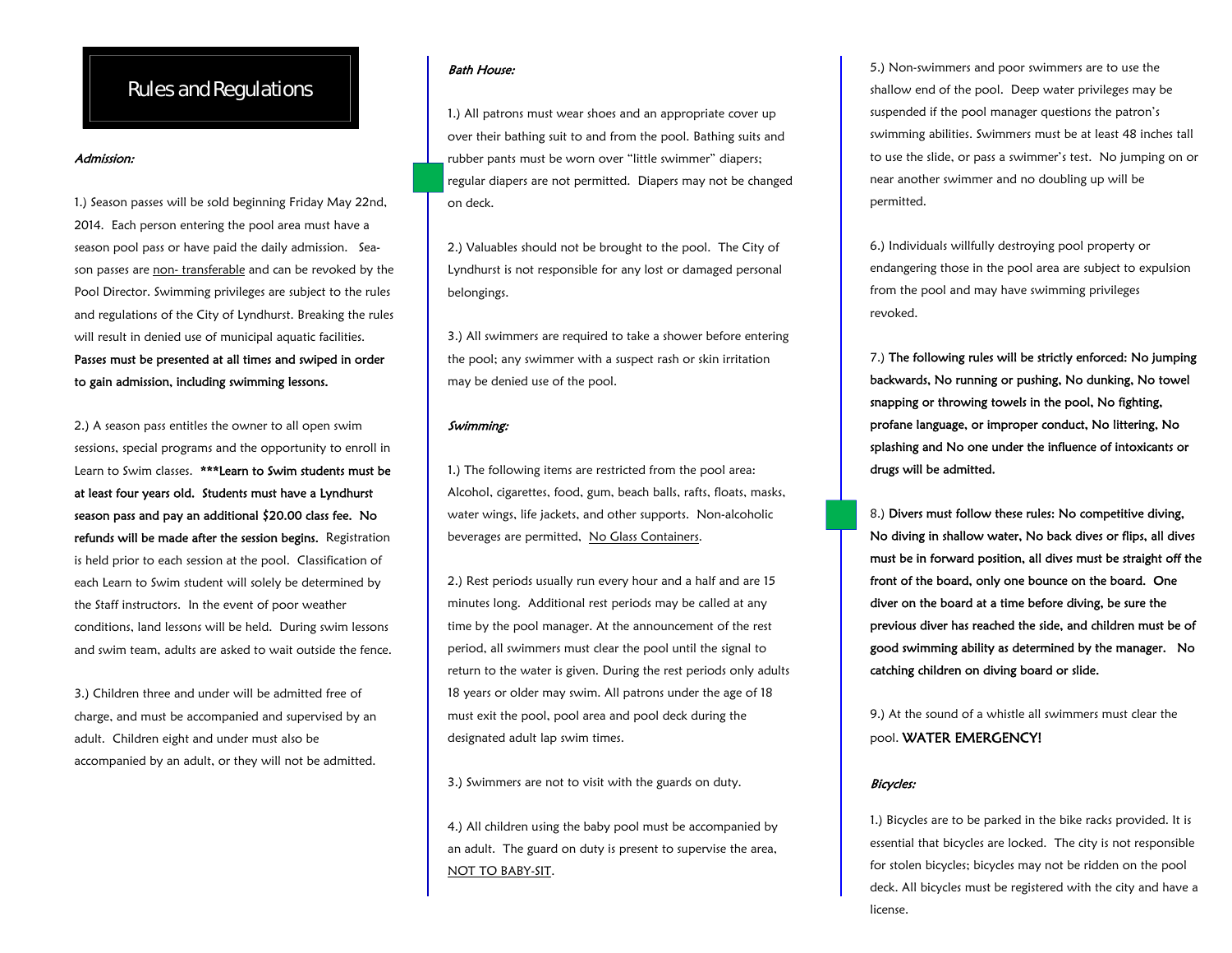# Rules and Regulations

***Admission:***

1.) Season passes will be sold beginning Friday May 22nd, 2014. Each person entering the pool area must have a season pool pass or have paid the daily admission. Season passes are <u>non- transferable</u> and can be revoked by the Pool Director. Swimming privileges are subject to the rules and regulations of the City of Lyndhurst. Breaking the rules will result in denied use of municipal aquatic facilities. **Passes must be presented at all times and swiped in order to gain admission, including swimming lessons.**

2.) A season pass entitles the owner to all open swim sessions, special programs and the opportunity to enroll in Learn to Swim classes. **\*\*\*Learn to Swim students must be at least four years old. Students must have a Lyndhurst season pass and pay an additional $20.00 class fee. No refunds will be made after the session begins.** Registration is held prior to each session at the pool. Classification of each Learn to Swim student will solely be determined by the Staff instructors. In the event of poor weather conditions, land lessons will be held. During swim lessons and swim team, adults are asked to wait outside the fence.

3.) Children three and under will be admitted free of charge, and must be accompanied and supervised by an adult. Children eight and under must also be accompanied by an adult, or they will not be admitted.

***Bath House:***

1.) All patrons must wear shoes and an appropriate cover up over their bathing suit to and from the pool. Bathing suits and rubber pants must be worn over "little swimmer" diapers; regular diapers are not permitted. Diapers may not be changed on deck.

2.) Valuables should not be brought to the pool. The City of Lyndhurst is not responsible for any lost or damaged personal belongings.

3.) All swimmers are required to take a shower before entering the pool; any swimmer with a suspect rash or skin irritation may be denied use of the pool.

***Swimming:***

1.) The following items are restricted from the pool area: Alcohol, cigarettes, food, gum, beach balls, rafts, floats, masks, water wings, life jackets, and other supports. Non-alcoholic beverages are permitted, <u>No Glass Containers</u>.

2.) Rest periods usually run every hour and a half and are 15 minutes long. Additional rest periods may be called at any time by the pool manager. At the announcement of the rest period, all swimmers must clear the pool until the signal to return to the water is given. During the rest periods only adults 18 years or older may swim. All patrons under the age of 18 must exit the pool, pool area and pool deck during the designated adult lap swim times.

3.) Swimmers are not to visit with the guards on duty.

4.) All children using the baby pool must be accompanied by an adult. The guard on duty is present to supervise the area, <u>NOT TO BABY-SIT</u>.

5.) Non-swimmers and poor swimmers are to use the shallow end of the pool. Deep water privileges may be suspended if the pool manager questions the patron's swimming abilities. Swimmers must be at least 48 inches tall to use the slide, or pass a swimmer's test. No jumping on or near another swimmer and no doubling up will be permitted.

6.) Individuals willfully destroying pool property or endangering those in the pool area are subject to expulsion from the pool and may have swimming privileges revoked.

7.) **The following rules will be strictly enforced: No jumping backwards, No running or pushing, No dunking, No towel snapping or throwing towels in the pool, No fighting, profane language, or improper conduct, No littering, No splashing and No one under the influence of intoxicants or drugs will be admitted.**

8.) **Divers must follow these rules: No competitive diving, No diving in shallow water, No back dives or flips, all dives must be in forward position, all dives must be straight off the front of the board, only one bounce on the board. One diver on the board at a time before diving, be sure the previous diver has reached the side, and children must be of good swimming ability as determined by the manager. No catching children on diving board or slide.**

9.) At the sound of a whistle all swimmers must clear the pool. **WATER EMERGENCY!**

***Bicycles:***

1.) Bicycles are to be parked in the bike racks provided. It is essential that bicycles are locked. The city is not responsible for stolen bicycles; bicycles may not be ridden on the pool deck. All bicycles must be registered with the city and have a license.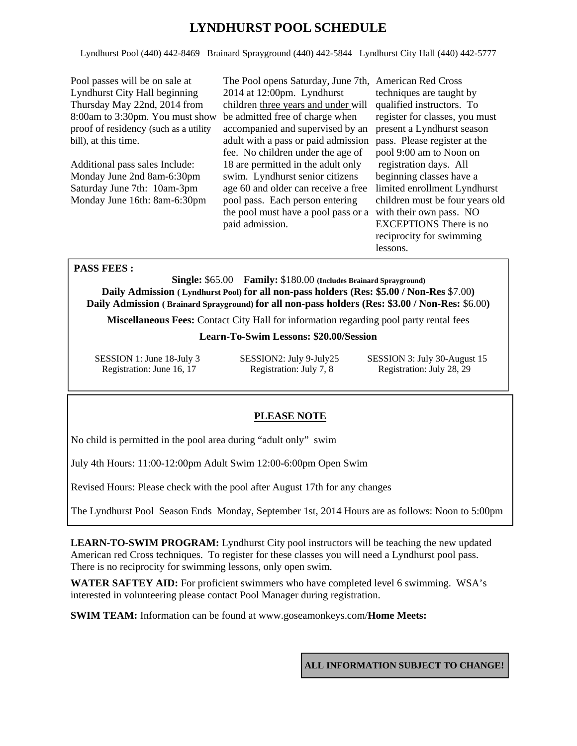# LYNDHURST POOL SCHEDULE

Lyndhurst Pool (440) 442-8469 Brainard Sprayground (440) 442-5844 Lyndhurst City Hall (440) 442-5777

Pool passes will be on sale at Lyndhurst City Hall beginning Thursday May 22nd, 2014 from 8:00am to 3:30pm. You must show proof of residency (such as a utility bill), at this time.

Additional pass sales Include:
Monday June 2nd 8am-6:30pm
Saturday June 7th: 10am-3pm
Monday June 16th: 8am-6:30pm

The Pool opens Saturday, June 7th, 2014 at 12:00pm. Lyndhurst children three years and under will be admitted free of charge when accompanied and supervised by an adult with a pass or paid admission fee. No children under the age of 18 are permitted in the adult only swim. Lyndhurst senior citizens age 60 and older can receive a free pool pass. Each person entering the pool must have a pool pass or a paid admission.

American Red Cross techniques are taught by qualified instructors. To register for classes, you must present a Lyndhurst season pass. Please register at the pool 9:00 am to Noon on registration days. All beginning classes have a limited enrollment Lyndhurst children must be four years old with their own pass. NO EXCEPTIONS There is no reciprocity for swimming lessons.

**PASS FEES :**

**Single:** $65.00 **Family:** $180.00 **(Includes Brainard Sprayground)**

**Daily Admission ( Lyndhurst Pool) for all non-pass holders (Res: $5.00 / Non-Res** $7.00**)**

**Daily Admission ( Brainard Sprayground) for all non-pass holders (Res: $3.00 / Non-Res:** $6.00**)**

**Miscellaneous Fees:** Contact City Hall for information regarding pool party rental fees

**Learn-To-Swim Lessons: $20.00/Session**

| SESSION 1: June 18-July 3 | SESSION2: July 9-July25 | SESSION 3: July 30-August 15 |
|---|---|---|
| Registration: June 16, 17 | Registration: July 7, 8 | Registration: July 28, 29 |

**PLEASE NOTE**

No child is permitted in the pool area during "adult only" swim

July 4th Hours: 11:00-12:00pm Adult Swim 12:00-6:00pm Open Swim

Revised Hours: Please check with the pool after August 17th for any changes

The Lyndhurst Pool Season Ends Monday, September 1st, 2014 Hours are as follows: Noon to 5:00pm

**LEARN-TO-SWIM PROGRAM:** Lyndhurst City pool instructors will be teaching the new updated American red Cross techniques. To register for these classes you will need a Lyndhurst pool pass. There is no reciprocity for swimming lessons, only open swim.

**WATER SAFTEY AID:** For proficient swimmers who have completed level 6 swimming. WSA's interested in volunteering please contact Pool Manager during registration.

**SWIM TEAM:** Information can be found at www.goseamonkeys.com/**Home Meets:**

**ALL INFORMATION SUBJECT TO CHANGE!**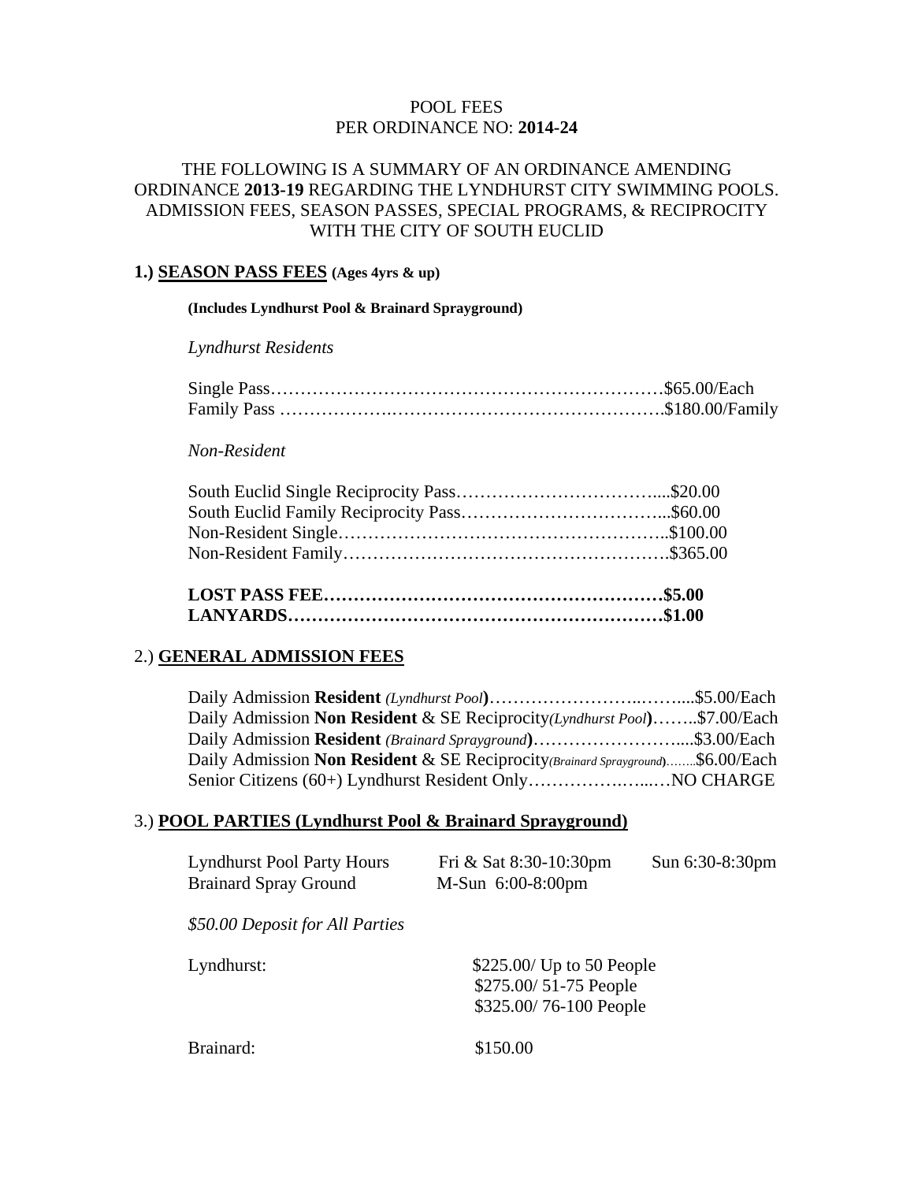POOL FEES
PER ORDINANCE NO: **2014-24**

THE FOLLOWING IS A SUMMARY OF AN ORDINANCE AMENDING ORDINANCE **2013-19** REGARDING THE LYNDHURST CITY SWIMMING POOLS. ADMISSION FEES, SEASON PASSES, SPECIAL PROGRAMS, & RECIPROCITY WITH THE CITY OF SOUTH EUCLID

## 1.) SEASON PASS FEES (Ages 4yrs & up)

**(Includes Lyndhurst Pool & Brainard Sprayground)**

*Lyndhurst Residents*

Single Pass…………………………………………………………$65.00/Each
Family Pass ……………….……………………………………….$180.00/Family

*Non-Resident*

South Euclid Single Reciprocity Pass……………………………....$20.00
South Euclid Family Reciprocity Pass……………………………...$60.00
Non-Resident Single………………………………………………..$100.00
Non-Resident Family……………………………………………….$365.00

**LOST PASS FEE…………………………………………………$5.00**
**LANYARDS………………………………………………………$1.00**

## 2.) GENERAL ADMISSION FEES

Daily Admission **Resident** *(Lyndhurst Pool)*……………………..……....$5.00/Each
Daily Admission **Non Resident** & SE Reciprocity*(Lyndhurst Pool)*……..$7.00/Each
Daily Admission **Resident** *(Brainard Sprayground)*……………………....$3.00/Each
Daily Admission **Non Resident** & SE Reciprocity*(Brainard Sprayground)*……..$6.00/Each
Senior Citizens (60+) Lyndhurst Resident Only…………….…...…NO CHARGE

## 3.) POOL PARTIES (Lyndhurst Pool & Brainard Sprayground)

| | | |
|---|---|---|
| Lyndhurst Pool Party Hours | Fri & Sat 8:30-10:30pm | Sun 6:30-8:30pm |
| Brainard Spray Ground | M-Sun 6:00-8:00pm | |

*$50.00 Deposit for All Parties*

| | |
|---|---|
| Lyndhurst: | $225.00/ Up to 50 People |
| | $275.00/ 51-75 People |
| | $325.00/ 76-100 People |
| Brainard: | $150.00 |